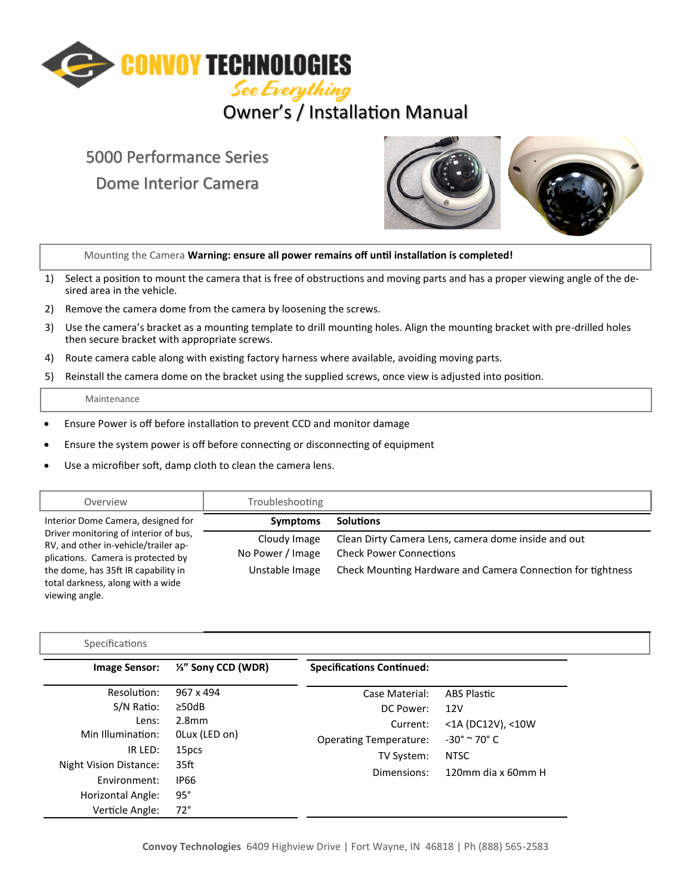# CONVOY TECHNOLOGIES

*See Everything*

## Owner's / Installation Manual

### 5000 Performance Series
### Dome Interior Camera

## Mounting the Camera **Warning: ensure all power remains off until installation is completed!**

1) Select a position to mount the camera that is free of obstructions and moving parts and has a proper viewing angle of the desired area in the vehicle.
2) Remove the camera dome from the camera by loosening the screws.
3) Use the camera's bracket as a mounting template to drill mounting holes. Align the mounting bracket with pre-drilled holes then secure bracket with appropriate screws.
4) Route camera cable along with existing factory harness where available, avoiding moving parts.
5) Reinstall the camera dome on the bracket using the supplied screws, once view is adjusted into position.

## Maintenance

- Ensure Power is off before installation to prevent CCD and monitor damage
- Ensure the system power is off before connecting or disconnecting of equipment
- Use a microfiber soft, damp cloth to clean the camera lens.

## Overview

Interior Dome Camera, designed for Driver monitoring of interior of bus, RV, and other in-vehicle/trailer applications. Camera is protected by the dome, has 35ft IR capability in total darkness, along with a wide viewing angle.

## Troubleshooting

| Symptoms | Solutions |
|---|---|
| Cloudy Image | Clean Dirty Camera Lens, camera dome inside and out |
| No Power / Image | Check Power Connections |
| Unstable Image | Check Mounting Hardware and Camera Connection for tightness |

## Specifications

| Image Sensor: | ⅓" Sony CCD (WDR) |
|---|---|
| Resolution: | 967 x 494 |
| S/N Ratio: | ≥50dB |
| Lens: | 2.8mm |
| Min Illumination: | 0Lux (LED on) |
| IR LED: | 15pcs |
| Night Vision Distance: | 35ft |
| Environment: | IP66 |
| Horizontal Angle: | 95° |
| Verticle Angle: | 72° |

| Specifications Continued: | |
|---|---|
| Case Material: | ABS Plastic |
| DC Power: | 12V |
| Current: | <1A (DC12V), <10W |
| Operating Temperature: | -30° ~ 70° C |
| TV System: | NTSC |
| Dimensions: | 120mm dia x 60mm H |

**Convoy Technologies** 6409 Highview Drive | Fort Wayne, IN 46818 | Ph (888) 565-2583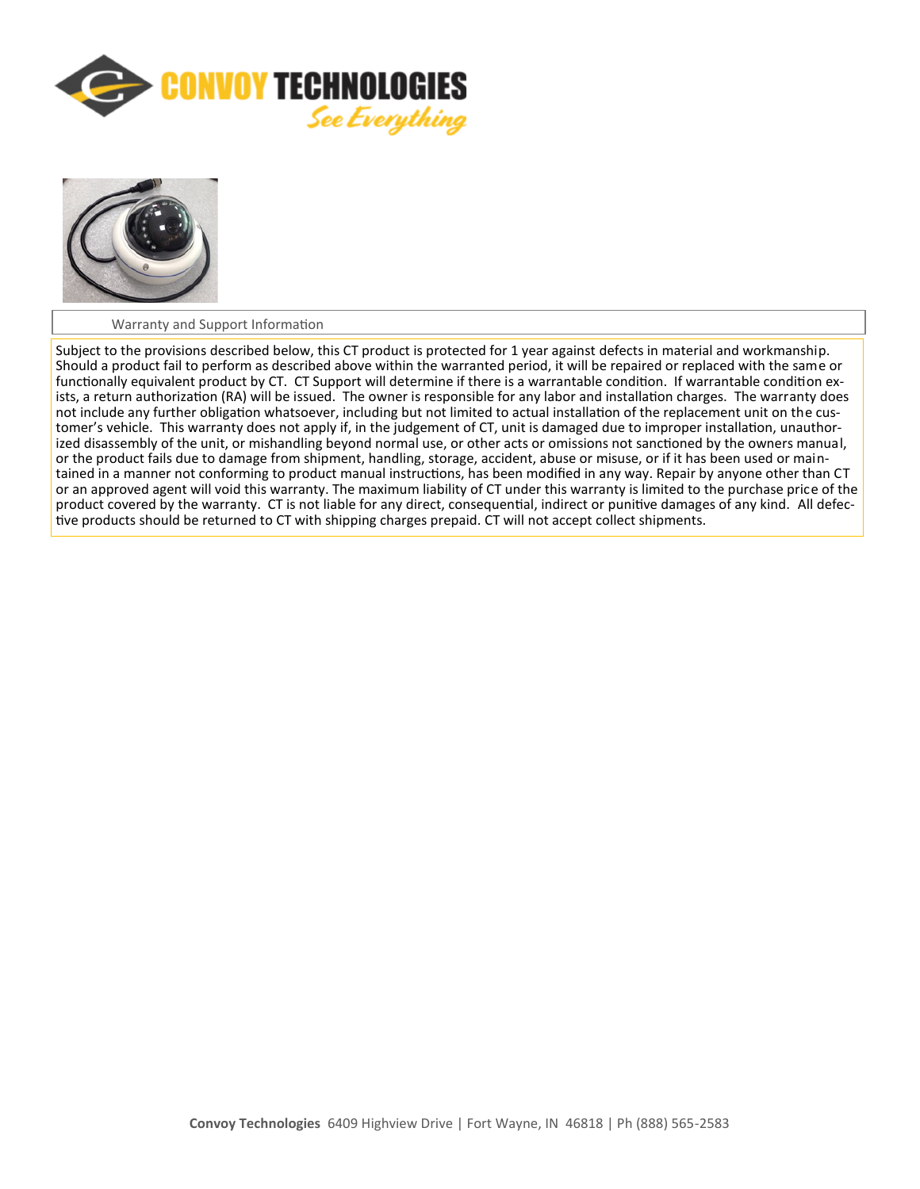## Warranty and Support Information

Subject to the provisions described below, this CT product is protected for 1 year against defects in material and workmanship. Should a product fail to perform as described above within the warranted period, it will be repaired or replaced with the same or functionally equivalent product by CT. CT Support will determine if there is a warrantable condition. If warrantable condition exists, a return authorization (RA) will be issued. The owner is responsible for any labor and installation charges. The warranty does not include any further obligation whatsoever, including but not limited to actual installation of the replacement unit on the customer's vehicle. This warranty does not apply if, in the judgement of CT, unit is damaged due to improper installation, unauthorized disassembly of the unit, or mishandling beyond normal use, or other acts or omissions not sanctioned by the owners manual, or the product fails due to damage from shipment, handling, storage, accident, abuse or misuse, or if it has been used or maintained in a manner not conforming to product manual instructions, has been modified in any way. Repair by anyone other than CT or an approved agent will void this warranty. The maximum liability of CT under this warranty is limited to the purchase price of the product covered by the warranty. CT is not liable for any direct, consequential, indirect or punitive damages of any kind. All defective products should be returned to CT with shipping charges prepaid. CT will not accept collect shipments.

**Convoy Technologies** 6409 Highview Drive | Fort Wayne, IN 46818 | Ph (888) 565-2583